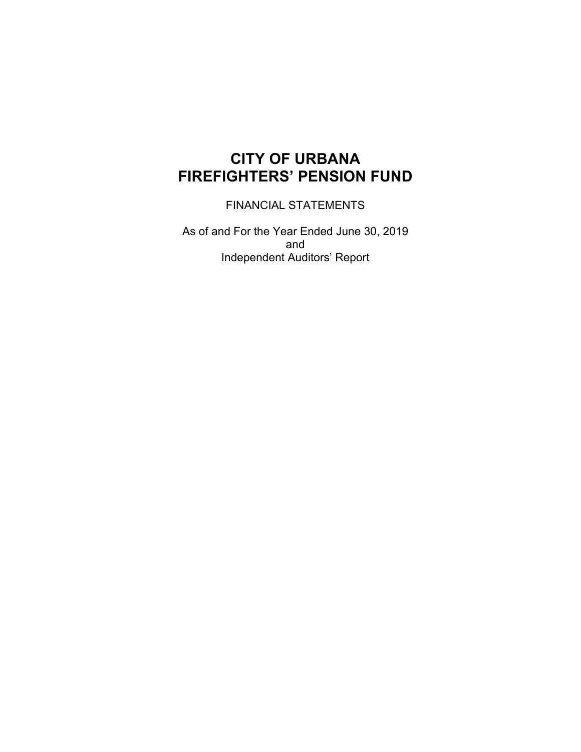# CITY OF URBANA
# FIREFIGHTERS' PENSION FUND

FINANCIAL STATEMENTS

As of and For the Year Ended June 30, 2019
and
Independent Auditors' Report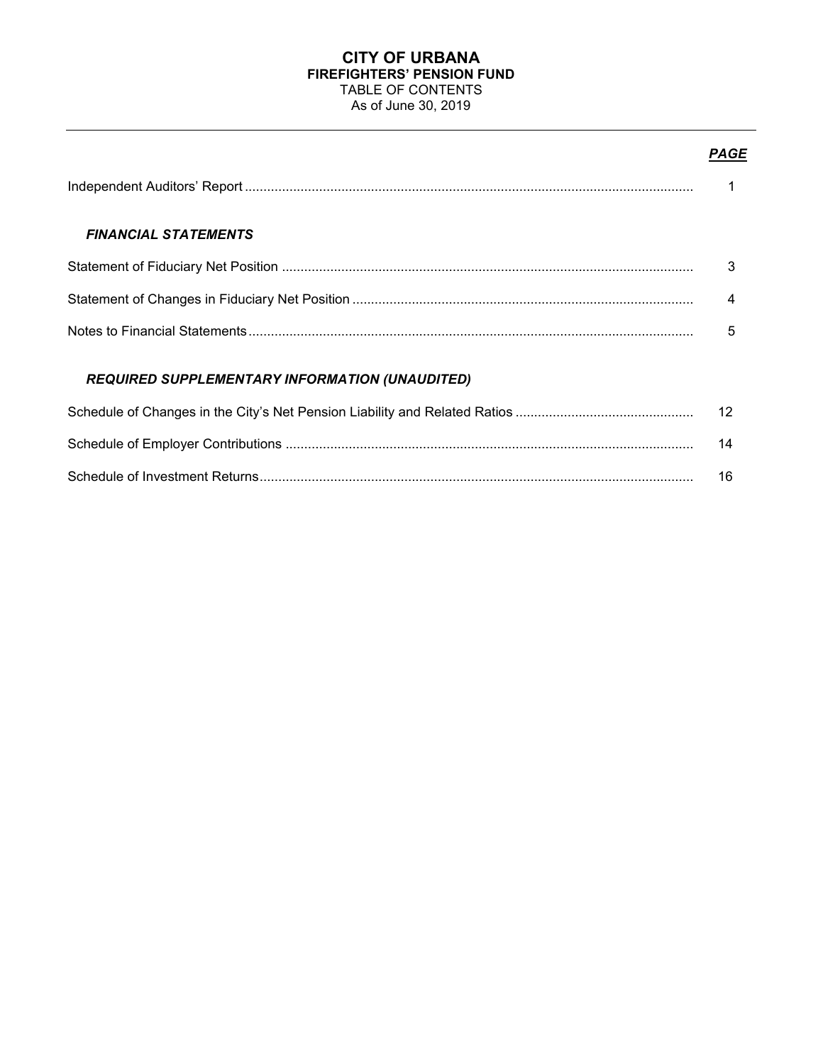# CITY OF URBANA
## FIREFIGHTERS' PENSION FUND
TABLE OF CONTENTS
As of June 30, 2019

| | ***PAGE*** |
|---|---|
| Independent Auditors' Report | 1 |
| ***FINANCIAL STATEMENTS*** | |
| Statement of Fiduciary Net Position | 3 |
| Statement of Changes in Fiduciary Net Position | 4 |
| Notes to Financial Statements | 5 |
| ***REQUIRED SUPPLEMENTARY INFORMATION (UNAUDITED)*** | |
| Schedule of Changes in the City's Net Pension Liability and Related Ratios | 12 |
| Schedule of Employer Contributions | 14 |
| Schedule of Investment Returns | 16 |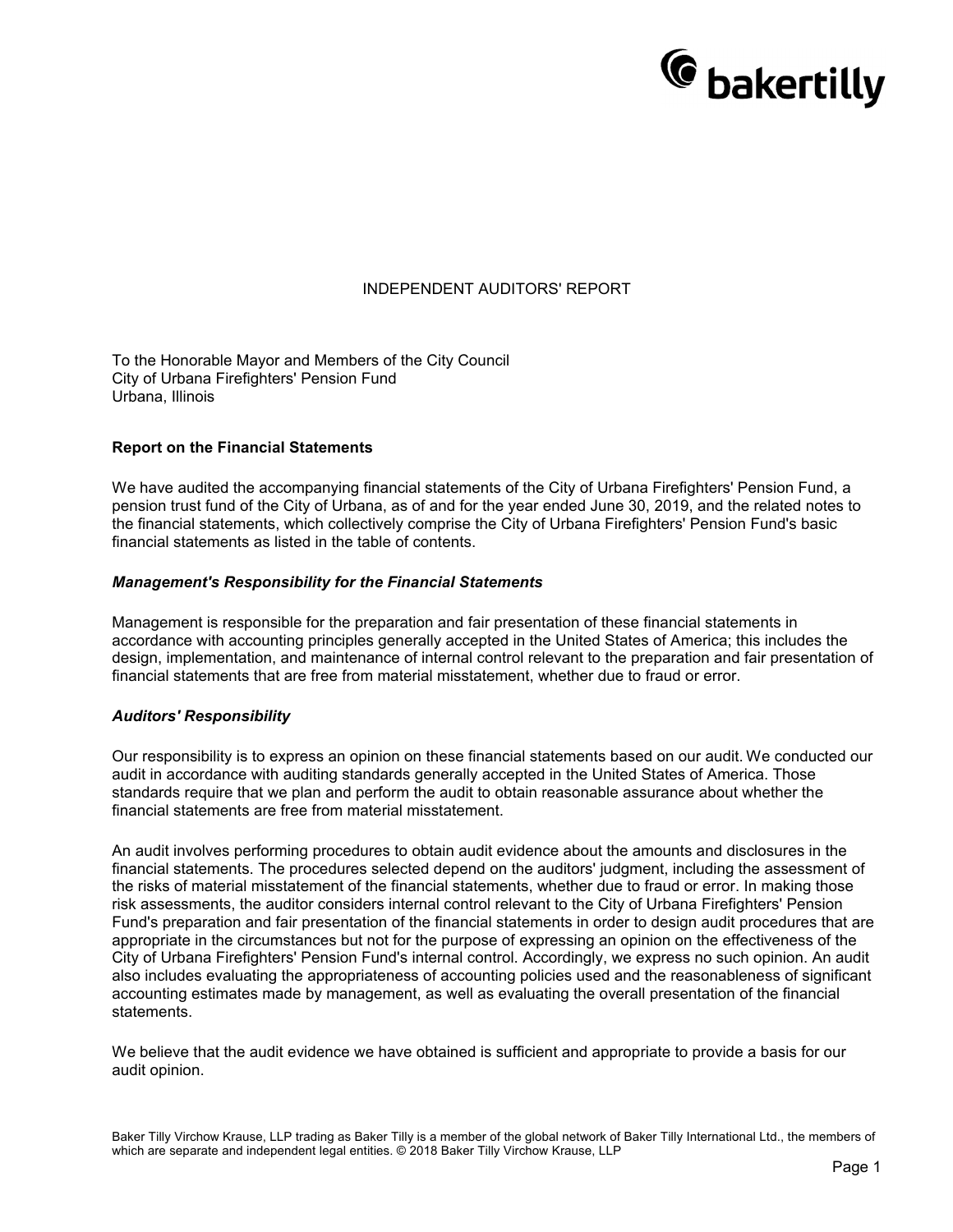# INDEPENDENT AUDITORS' REPORT

To the Honorable Mayor and Members of the City Council
City of Urbana Firefighters' Pension Fund
Urbana, Illinois

**Report on the Financial Statements**

We have audited the accompanying financial statements of the City of Urbana Firefighters' Pension Fund, a pension trust fund of the City of Urbana, as of and for the year ended June 30, 2019, and the related notes to the financial statements, which collectively comprise the City of Urbana Firefighters' Pension Fund's basic financial statements as listed in the table of contents.

***Management's Responsibility for the Financial Statements***

Management is responsible for the preparation and fair presentation of these financial statements in accordance with accounting principles generally accepted in the United States of America; this includes the design, implementation, and maintenance of internal control relevant to the preparation and fair presentation of financial statements that are free from material misstatement, whether due to fraud or error.

***Auditors' Responsibility***

Our responsibility is to express an opinion on these financial statements based on our audit. We conducted our audit in accordance with auditing standards generally accepted in the United States of America. Those standards require that we plan and perform the audit to obtain reasonable assurance about whether the financial statements are free from material misstatement.

An audit involves performing procedures to obtain audit evidence about the amounts and disclosures in the financial statements. The procedures selected depend on the auditors' judgment, including the assessment of the risks of material misstatement of the financial statements, whether due to fraud or error. In making those risk assessments, the auditor considers internal control relevant to the City of Urbana Firefighters' Pension Fund's preparation and fair presentation of the financial statements in order to design audit procedures that are appropriate in the circumstances but not for the purpose of expressing an opinion on the effectiveness of the City of Urbana Firefighters' Pension Fund's internal control. Accordingly, we express no such opinion. An audit also includes evaluating the appropriateness of accounting policies used and the reasonableness of significant accounting estimates made by management, as well as evaluating the overall presentation of the financial statements.

We believe that the audit evidence we have obtained is sufficient and appropriate to provide a basis for our audit opinion.

Baker Tilly Virchow Krause, LLP trading as Baker Tilly is a member of the global network of Baker Tilly International Ltd., the members of which are separate and independent legal entities. © 2018 Baker Tilly Virchow Krause, LLP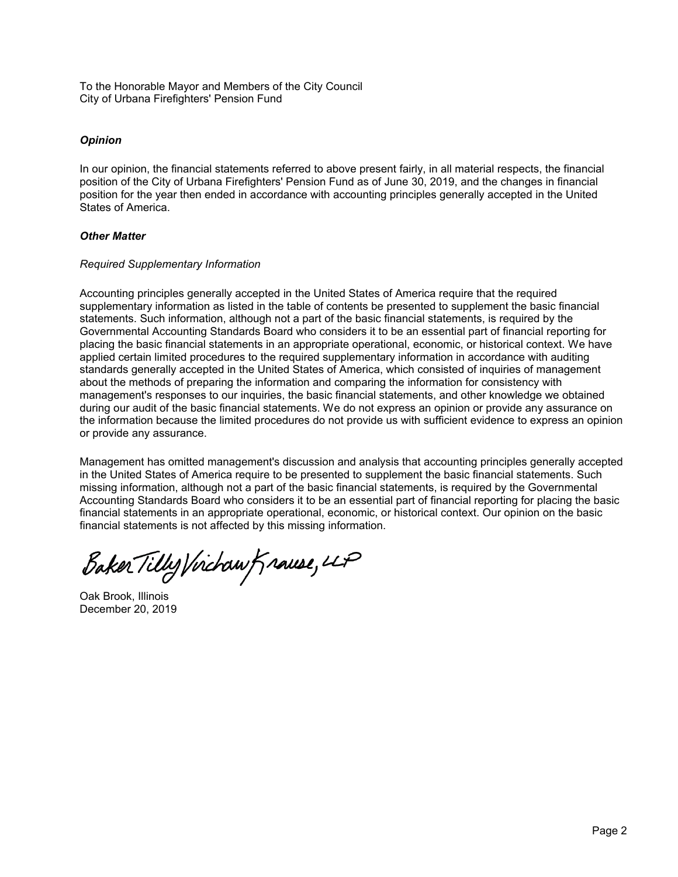To the Honorable Mayor and Members of the City Council
City of Urbana Firefighters' Pension Fund

***Opinion***

In our opinion, the financial statements referred to above present fairly, in all material respects, the financial position of the City of Urbana Firefighters' Pension Fund as of June 30, 2019, and the changes in financial position for the year then ended in accordance with accounting principles generally accepted in the United States of America.

***Other Matter***

*Required Supplementary Information*

Accounting principles generally accepted in the United States of America require that the required supplementary information as listed in the table of contents be presented to supplement the basic financial statements. Such information, although not a part of the basic financial statements, is required by the Governmental Accounting Standards Board who considers it to be an essential part of financial reporting for placing the basic financial statements in an appropriate operational, economic, or historical context. We have applied certain limited procedures to the required supplementary information in accordance with auditing standards generally accepted in the United States of America, which consisted of inquiries of management about the methods of preparing the information and comparing the information for consistency with management's responses to our inquiries, the basic financial statements, and other knowledge we obtained during our audit of the basic financial statements. We do not express an opinion or provide any assurance on the information because the limited procedures do not provide us with sufficient evidence to express an opinion or provide any assurance.

Management has omitted management's discussion and analysis that accounting principles generally accepted in the United States of America require to be presented to supplement the basic financial statements. Such missing information, although not a part of the basic financial statements, is required by the Governmental Accounting Standards Board who considers it to be an essential part of financial reporting for placing the basic financial statements in an appropriate operational, economic, or historical context. Our opinion on the basic financial statements is not affected by this missing information.

Baker Tilly Virchow Krause, LLP

Oak Brook, Illinois
December 20, 2019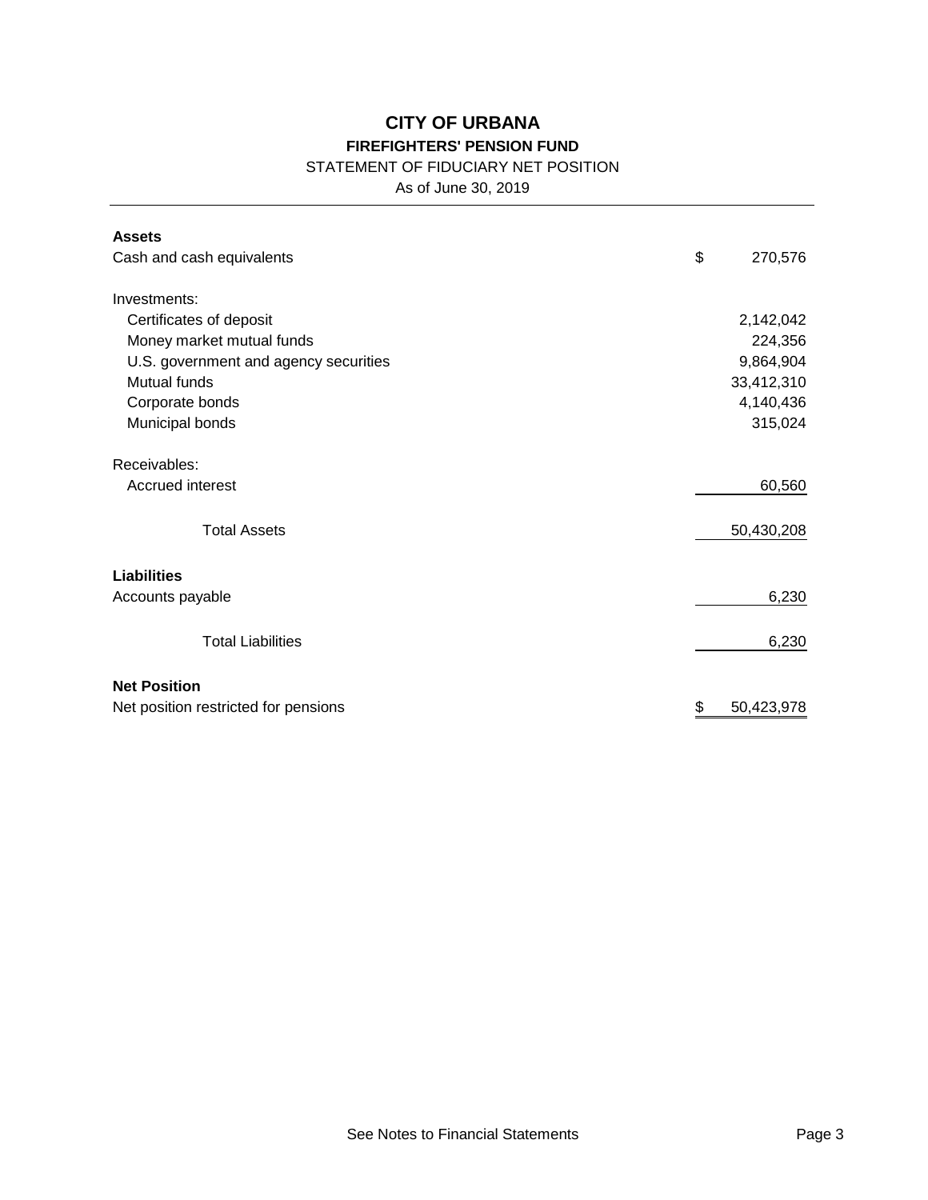# CITY OF URBANA

## FIREFIGHTERS' PENSION FUND

STATEMENT OF FIDUCIARY NET POSITION

As of June 30, 2019

| | |
|---|---|
| **Assets** | |
| Cash and cash equivalents | $ 270,576 |
| Investments: | |
| Certificates of deposit | 2,142,042 |
| Money market mutual funds | 224,356 |
| U.S. government and agency securities | 9,864,904 |
| Mutual funds | 33,412,310 |
| Corporate bonds | 4,140,436 |
| Municipal bonds | 315,024 |
| Receivables: | |
| Accrued interest | 60,560 |
| Total Assets | 50,430,208 |
| **Liabilities** | |
| Accounts payable | 6,230 |
| Total Liabilities | 6,230 |
| **Net Position** | |
| Net position restricted for pensions | $ 50,423,978 |

See Notes to Financial Statements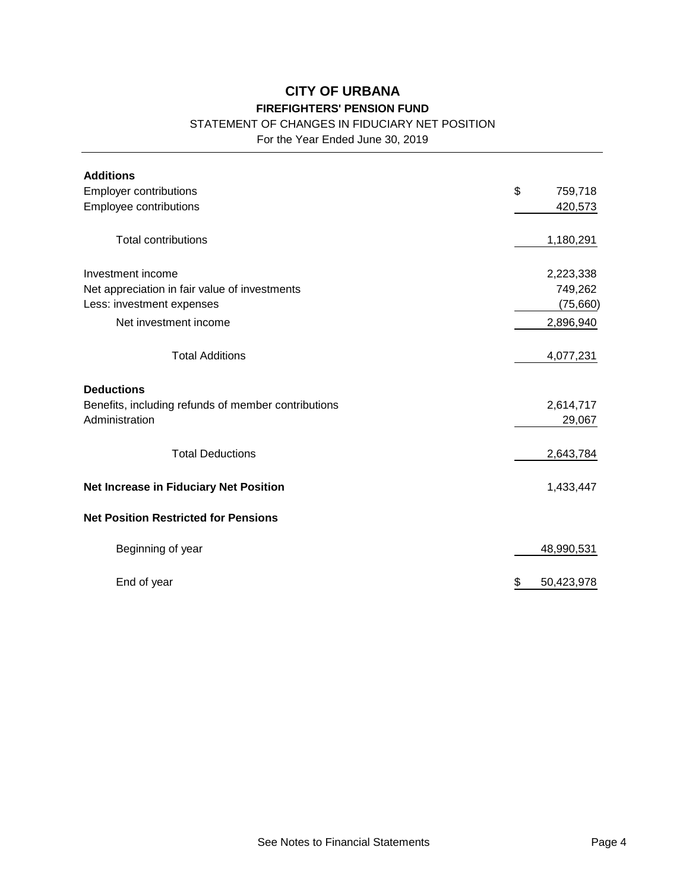# CITY OF URBANA

## FIREFIGHTERS' PENSION FUND

STATEMENT OF CHANGES IN FIDUCIARY NET POSITION

For the Year Ended June 30, 2019

| | |
|---|---|
| **Additions** | |
| Employer contributions | $ 759,718 |
| Employee contributions | 420,573 |
| Total contributions | 1,180,291 |
| Investment income | 2,223,338 |
| Net appreciation in fair value of investments | 749,262 |
| Less: investment expenses | (75,660) |
| Net investment income | 2,896,940 |
| Total Additions | 4,077,231 |
| **Deductions** | |
| Benefits, including refunds of member contributions | 2,614,717 |
| Administration | 29,067 |
| Total Deductions | 2,643,784 |
| **Net Increase in Fiduciary Net Position** | 1,433,447 |
| **Net Position Restricted for Pensions** | |
| Beginning of year | 48,990,531 |
| End of year | $ 50,423,978 |

See Notes to Financial Statements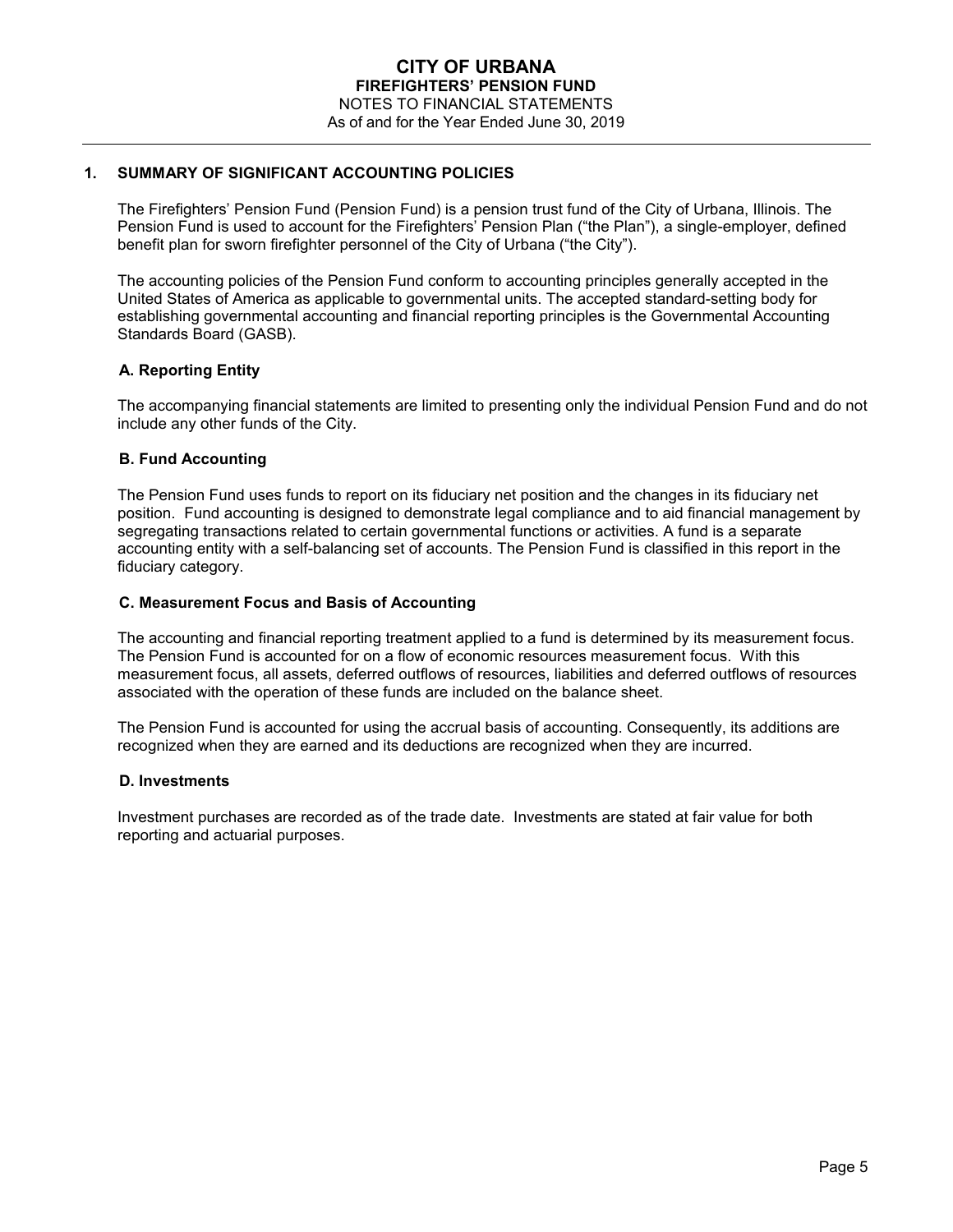# CITY OF URBANA
## FIREFIGHTERS' PENSION FUND
NOTES TO FINANCIAL STATEMENTS
As of and for the Year Ended June 30, 2019

## 1. SUMMARY OF SIGNIFICANT ACCOUNTING POLICIES

The Firefighters' Pension Fund (Pension Fund) is a pension trust fund of the City of Urbana, Illinois. The Pension Fund is used to account for the Firefighters' Pension Plan ("the Plan"), a single-employer, defined benefit plan for sworn firefighter personnel of the City of Urbana ("the City").

The accounting policies of the Pension Fund conform to accounting principles generally accepted in the United States of America as applicable to governmental units. The accepted standard-setting body for establishing governmental accounting and financial reporting principles is the Governmental Accounting Standards Board (GASB).

### A. Reporting Entity

The accompanying financial statements are limited to presenting only the individual Pension Fund and do not include any other funds of the City.

### B. Fund Accounting

The Pension Fund uses funds to report on its fiduciary net position and the changes in its fiduciary net position. Fund accounting is designed to demonstrate legal compliance and to aid financial management by segregating transactions related to certain governmental functions or activities. A fund is a separate accounting entity with a self-balancing set of accounts. The Pension Fund is classified in this report in the fiduciary category.

### C. Measurement Focus and Basis of Accounting

The accounting and financial reporting treatment applied to a fund is determined by its measurement focus. The Pension Fund is accounted for on a flow of economic resources measurement focus. With this measurement focus, all assets, deferred outflows of resources, liabilities and deferred outflows of resources associated with the operation of these funds are included on the balance sheet.

The Pension Fund is accounted for using the accrual basis of accounting. Consequently, its additions are recognized when they are earned and its deductions are recognized when they are incurred.

### D. Investments

Investment purchases are recorded as of the trade date. Investments are stated at fair value for both reporting and actuarial purposes.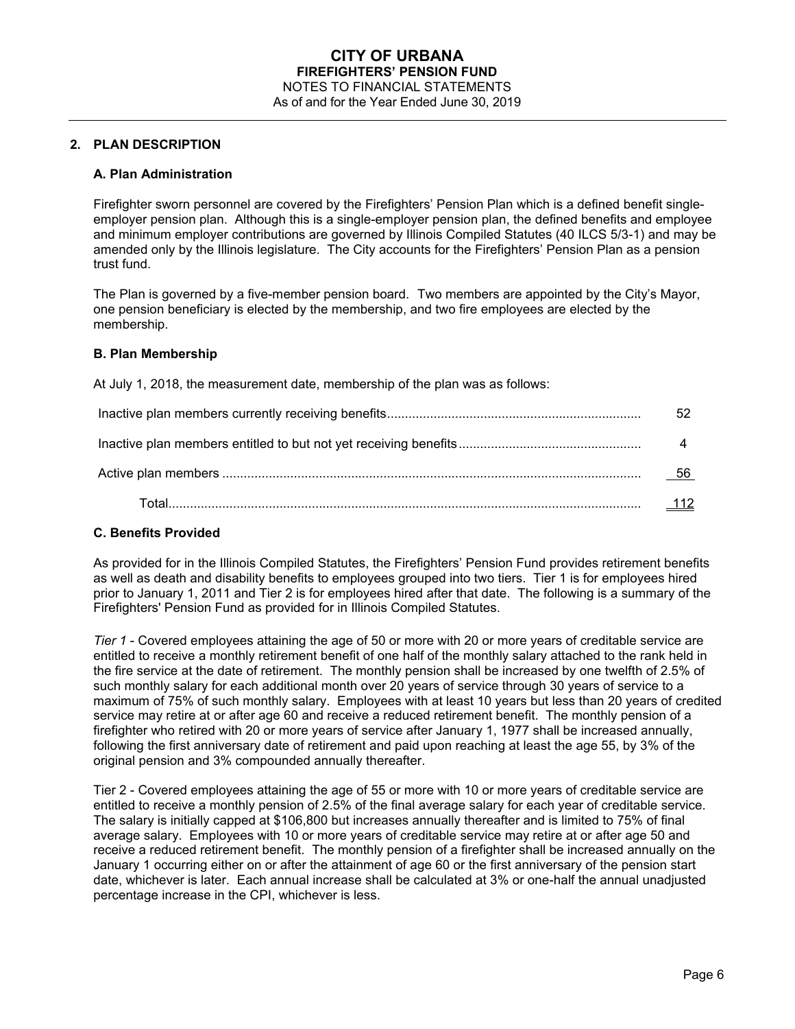## 2. PLAN DESCRIPTION

### A. Plan Administration

Firefighter sworn personnel are covered by the Firefighters' Pension Plan which is a defined benefit single-employer pension plan. Although this is a single-employer pension plan, the defined benefits and employee and minimum employer contributions are governed by Illinois Compiled Statutes (40 ILCS 5/3-1) and may be amended only by the Illinois legislature. The City accounts for the Firefighters' Pension Plan as a pension trust fund.

The Plan is governed by a five-member pension board. Two members are appointed by the City's Mayor, one pension beneficiary is elected by the membership, and two fire employees are elected by the membership.

### B. Plan Membership

At July 1, 2018, the measurement date, membership of the plan was as follows:

| | |
|---|---|
| Inactive plan members currently receiving benefits | 52 |
| Inactive plan members entitled to but not yet receiving benefits | 4 |
| Active plan members | 56 |
| Total | 112 |

### C. Benefits Provided

As provided for in the Illinois Compiled Statutes, the Firefighters' Pension Fund provides retirement benefits as well as death and disability benefits to employees grouped into two tiers. Tier 1 is for employees hired prior to January 1, 2011 and Tier 2 is for employees hired after that date. The following is a summary of the Firefighters' Pension Fund as provided for in Illinois Compiled Statutes.

*Tier 1* - Covered employees attaining the age of 50 or more with 20 or more years of creditable service are entitled to receive a monthly retirement benefit of one half of the monthly salary attached to the rank held in the fire service at the date of retirement. The monthly pension shall be increased by one twelfth of 2.5% of such monthly salary for each additional month over 20 years of service through 30 years of service to a maximum of 75% of such monthly salary. Employees with at least 10 years but less than 20 years of credited service may retire at or after age 60 and receive a reduced retirement benefit. The monthly pension of a firefighter who retired with 20 or more years of service after January 1, 1977 shall be increased annually, following the first anniversary date of retirement and paid upon reaching at least the age 55, by 3% of the original pension and 3% compounded annually thereafter.

Tier 2 - Covered employees attaining the age of 55 or more with 10 or more years of creditable service are entitled to receive a monthly pension of 2.5% of the final average salary for each year of creditable service. The salary is initially capped at $106,800 but increases annually thereafter and is limited to 75% of final average salary. Employees with 10 or more years of creditable service may retire at or after age 50 and receive a reduced retirement benefit. The monthly pension of a firefighter shall be increased annually on the January 1 occurring either on or after the attainment of age 60 or the first anniversary of the pension start date, whichever is later. Each annual increase shall be calculated at 3% or one-half the annual unadjusted percentage increase in the CPI, whichever is less.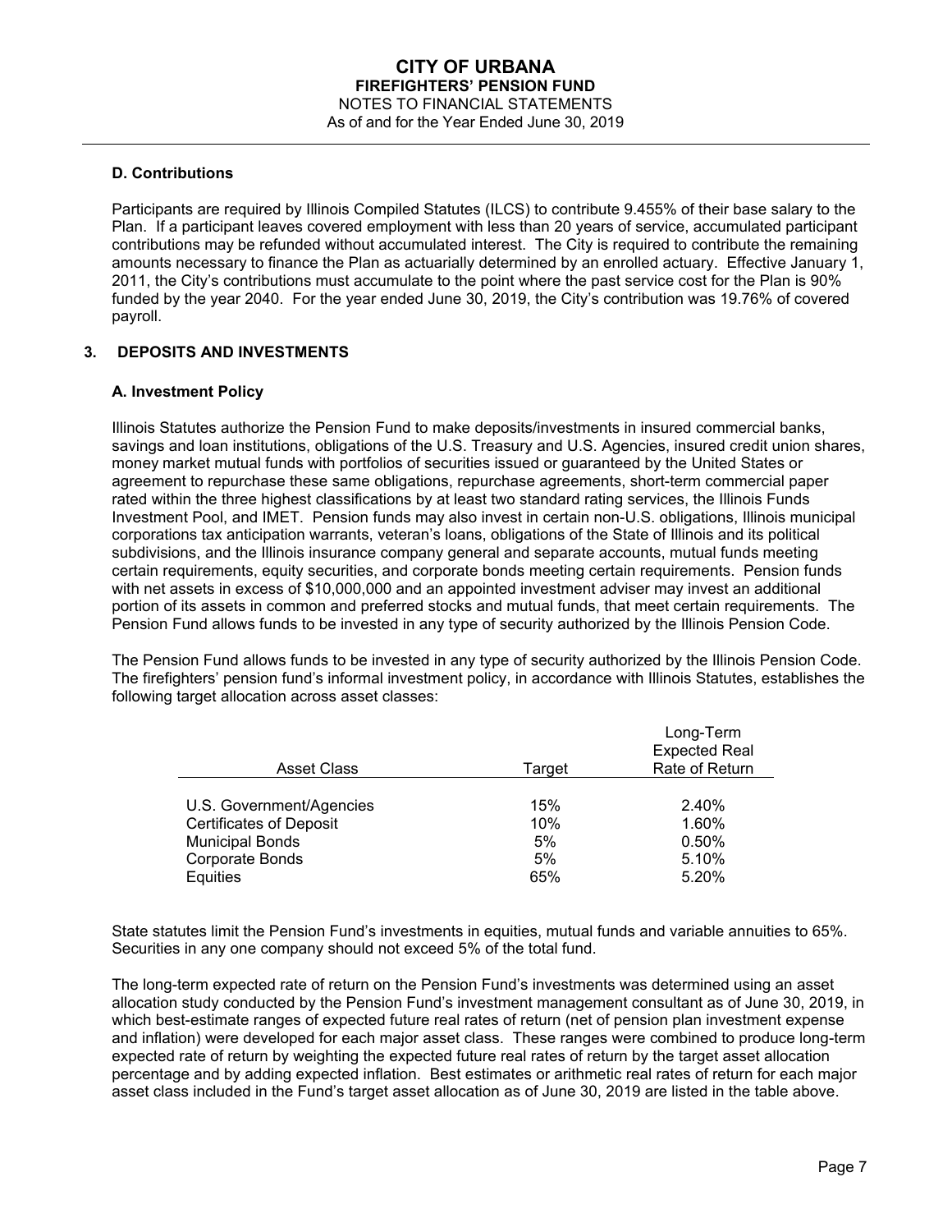### D. Contributions

Participants are required by Illinois Compiled Statutes (ILCS) to contribute 9.455% of their base salary to the Plan. If a participant leaves covered employment with less than 20 years of service, accumulated participant contributions may be refunded without accumulated interest. The City is required to contribute the remaining amounts necessary to finance the Plan as actuarially determined by an enrolled actuary. Effective January 1, 2011, the City's contributions must accumulate to the point where the past service cost for the Plan is 90% funded by the year 2040. For the year ended June 30, 2019, the City's contribution was 19.76% of covered payroll.

## 3. DEPOSITS AND INVESTMENTS

### A. Investment Policy

Illinois Statutes authorize the Pension Fund to make deposits/investments in insured commercial banks, savings and loan institutions, obligations of the U.S. Treasury and U.S. Agencies, insured credit union shares, money market mutual funds with portfolios of securities issued or guaranteed by the United States or agreement to repurchase these same obligations, repurchase agreements, short-term commercial paper rated within the three highest classifications by at least two standard rating services, the Illinois Funds Investment Pool, and IMET. Pension funds may also invest in certain non-U.S. obligations, Illinois municipal corporations tax anticipation warrants, veteran's loans, obligations of the State of Illinois and its political subdivisions, and the Illinois insurance company general and separate accounts, mutual funds meeting certain requirements, equity securities, and corporate bonds meeting certain requirements. Pension funds with net assets in excess of $10,000,000 and an appointed investment adviser may invest an additional portion of its assets in common and preferred stocks and mutual funds, that meet certain requirements. The Pension Fund allows funds to be invested in any type of security authorized by the Illinois Pension Code.

The Pension Fund allows funds to be invested in any type of security authorized by the Illinois Pension Code. The firefighters' pension fund's informal investment policy, in accordance with Illinois Statutes, establishes the following target allocation across asset classes:

| Asset Class | Target | Long-Term Expected Real Rate of Return |
|---|---|---|
| U.S. Government/Agencies | 15% | 2.40% |
| Certificates of Deposit | 10% | 1.60% |
| Municipal Bonds | 5% | 0.50% |
| Corporate Bonds | 5% | 5.10% |
| Equities | 65% | 5.20% |

State statutes limit the Pension Fund's investments in equities, mutual funds and variable annuities to 65%. Securities in any one company should not exceed 5% of the total fund.

The long-term expected rate of return on the Pension Fund's investments was determined using an asset allocation study conducted by the Pension Fund's investment management consultant as of June 30, 2019, in which best-estimate ranges of expected future real rates of return (net of pension plan investment expense and inflation) were developed for each major asset class. These ranges were combined to produce long-term expected rate of return by weighting the expected future real rates of return by the target asset allocation percentage and by adding expected inflation. Best estimates or arithmetic real rates of return for each major asset class included in the Fund's target asset allocation as of June 30, 2019 are listed in the table above.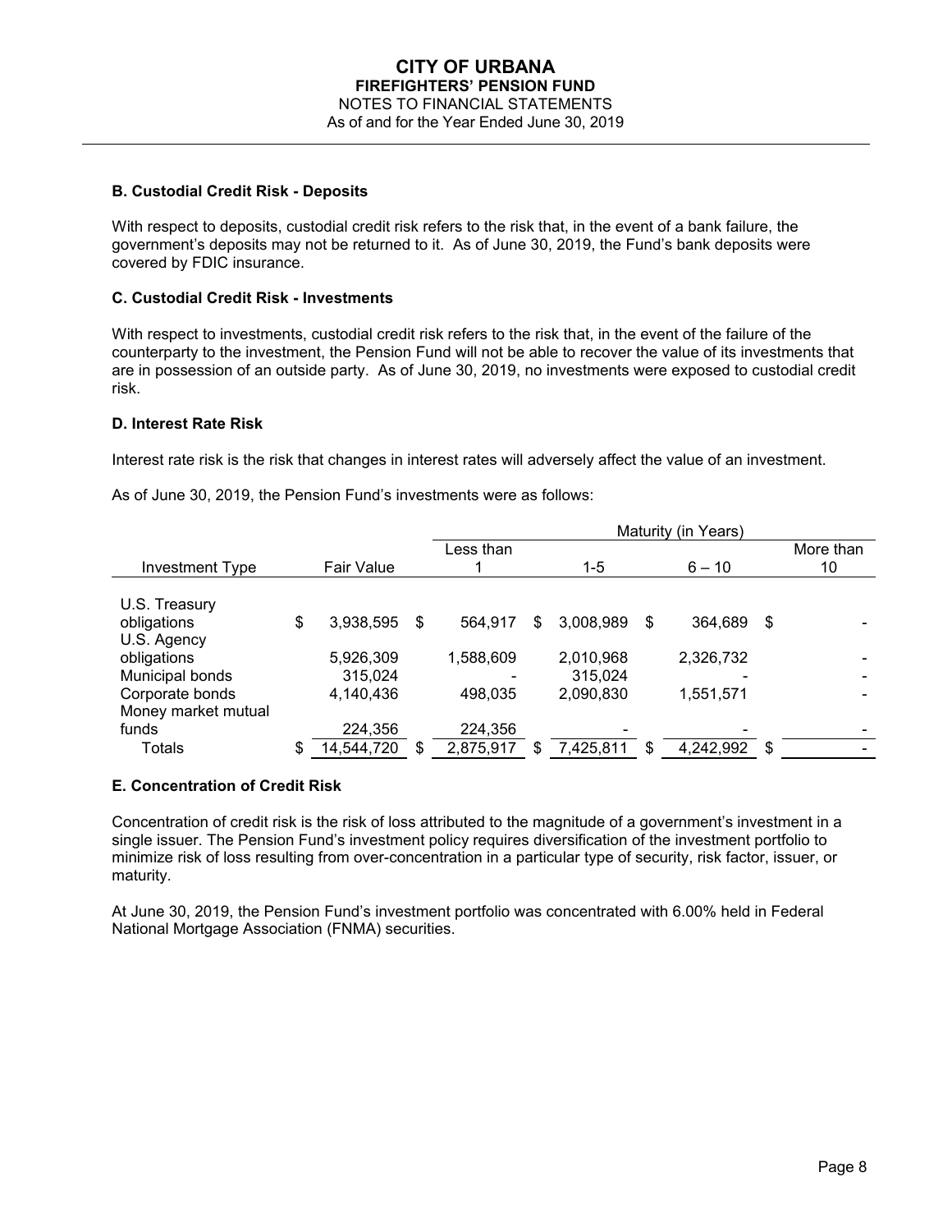**B. Custodial Credit Risk - Deposits**

With respect to deposits, custodial credit risk refers to the risk that, in the event of a bank failure, the government's deposits may not be returned to it. As of June 30, 2019, the Fund's bank deposits were covered by FDIC insurance.

**C. Custodial Credit Risk - Investments**

With respect to investments, custodial credit risk refers to the risk that, in the event of the failure of the counterparty to the investment, the Pension Fund will not be able to recover the value of its investments that are in possession of an outside party. As of June 30, 2019, no investments were exposed to custodial credit risk.

**D. Interest Rate Risk**

Interest rate risk is the risk that changes in interest rates will adversely affect the value of an investment.

As of June 30, 2019, the Pension Fund's investments were as follows:

| | | Maturity (in Years) | | | |
|---|---|---|---|---|---|
| Investment Type | Fair Value | Less than 1 | 1-5 | 6 – 10 | More than 10 |
| U.S. Treasury obligations | $ 3,938,595 | $ 564,917 | $ 3,008,989 | $ 364,689 | $ - |
| U.S. Agency obligations | 5,926,309 | 1,588,609 | 2,010,968 | 2,326,732 | - |
| Municipal bonds | 315,024 | - | 315,024 | - | - |
| Corporate bonds | 4,140,436 | 498,035 | 2,090,830 | 1,551,571 | - |
| Money market mutual funds | 224,356 | 224,356 | - | - | - |
| Totals | $ 14,544,720 | $ 2,875,917 | $ 7,425,811 | $ 4,242,992 | $ - |

**E. Concentration of Credit Risk**

Concentration of credit risk is the risk of loss attributed to the magnitude of a government's investment in a single issuer. The Pension Fund's investment policy requires diversification of the investment portfolio to minimize risk of loss resulting from over-concentration in a particular type of security, risk factor, issuer, or maturity.

At June 30, 2019, the Pension Fund's investment portfolio was concentrated with 6.00% held in Federal National Mortgage Association (FNMA) securities.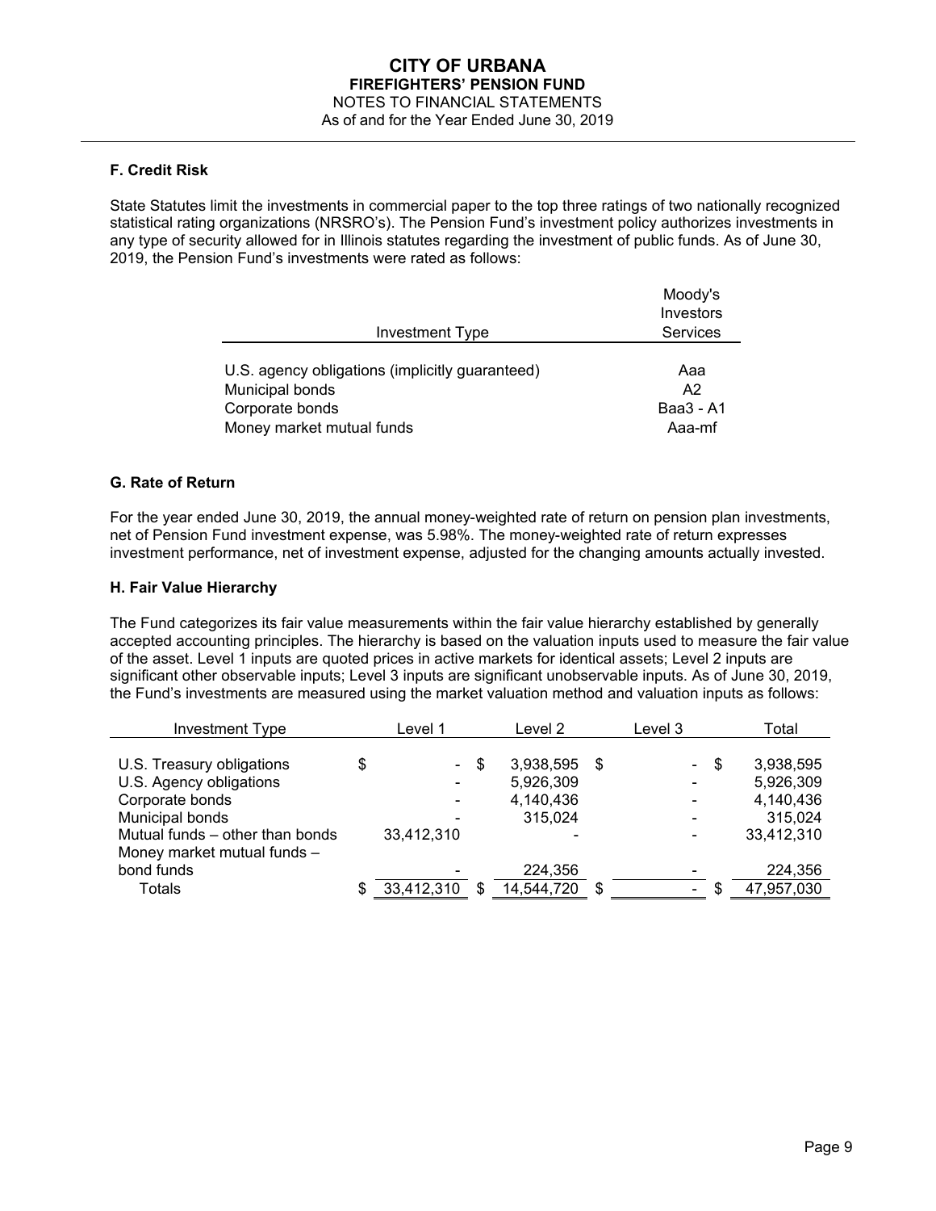### F. Credit Risk

State Statutes limit the investments in commercial paper to the top three ratings of two nationally recognized statistical rating organizations (NRSRO's). The Pension Fund's investment policy authorizes investments in any type of security allowed for in Illinois statutes regarding the investment of public funds. As of June 30, 2019, the Pension Fund's investments were rated as follows:

| Investment Type | Moody's Investors Services |
|---|---|
| U.S. agency obligations (implicitly guaranteed) | Aaa |
| Municipal bonds | A2 |
| Corporate bonds | Baa3 - A1 |
| Money market mutual funds | Aaa-mf |

### G. Rate of Return

For the year ended June 30, 2019, the annual money-weighted rate of return on pension plan investments, net of Pension Fund investment expense, was 5.98%. The money-weighted rate of return expresses investment performance, net of investment expense, adjusted for the changing amounts actually invested.

### H. Fair Value Hierarchy

The Fund categorizes its fair value measurements within the fair value hierarchy established by generally accepted accounting principles. The hierarchy is based on the valuation inputs used to measure the fair value of the asset. Level 1 inputs are quoted prices in active markets for identical assets; Level 2 inputs are significant other observable inputs; Level 3 inputs are significant unobservable inputs. As of June 30, 2019, the Fund's investments are measured using the market valuation method and valuation inputs as follows:

| Investment Type | Level 1 | Level 2 | Level 3 | Total |
|---|---|---|---|---|
| U.S. Treasury obligations | $ - | $ 3,938,595 | $ - | $ 3,938,595 |
| U.S. Agency obligations | - | 5,926,309 | - | 5,926,309 |
| Corporate bonds | - | 4,140,436 | - | 4,140,436 |
| Municipal bonds | - | 315,024 | - | 315,024 |
| Mutual funds – other than bonds | 33,412,310 | - | - | 33,412,310 |
| Money market mutual funds – bond funds | - | 224,356 | - | 224,356 |
| Totals | $ 33,412,310 | $ 14,544,720 | $ - | $ 47,957,030 |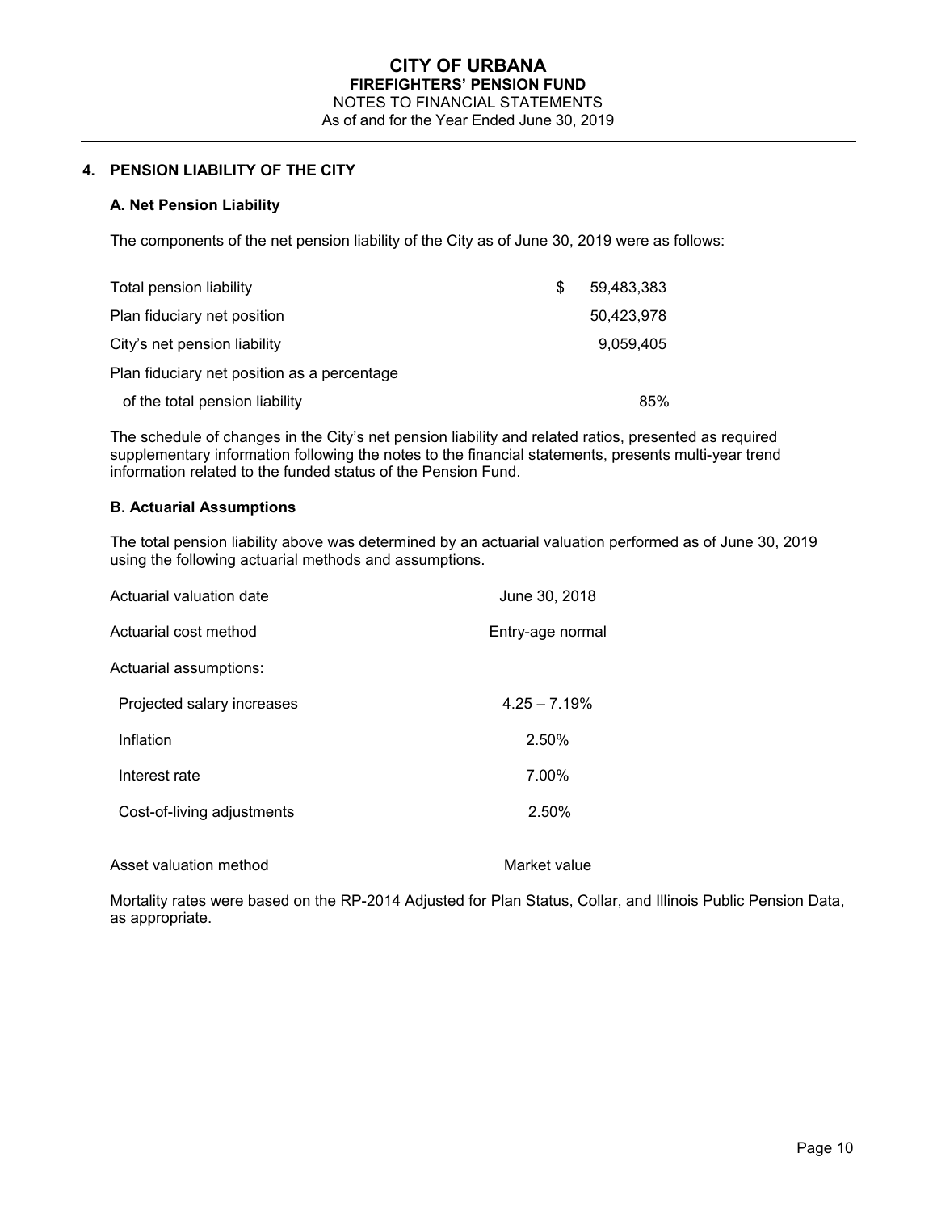## 4. PENSION LIABILITY OF THE CITY

### A. Net Pension Liability

The components of the net pension liability of the City as of June 30, 2019 were as follows:

| | |
|---|---|
| Total pension liability | $ 59,483,383 |
| Plan fiduciary net position | 50,423,978 |
| City's net pension liability | 9,059,405 |
| Plan fiduciary net position as a percentage of the total pension liability | 85% |

The schedule of changes in the City's net pension liability and related ratios, presented as required supplementary information following the notes to the financial statements, presents multi-year trend information related to the funded status of the Pension Fund.

### B. Actuarial Assumptions

The total pension liability above was determined by an actuarial valuation performed as of June 30, 2019 using the following actuarial methods and assumptions.

| | |
|---|---|
| Actuarial valuation date | June 30, 2018 |
| Actuarial cost method | Entry-age normal |
| Actuarial assumptions: | |
| Projected salary increases | 4.25 – 7.19% |
| Inflation | 2.50% |
| Interest rate | 7.00% |
| Cost-of-living adjustments | 2.50% |
| Asset valuation method | Market value |

Mortality rates were based on the RP-2014 Adjusted for Plan Status, Collar, and Illinois Public Pension Data, as appropriate.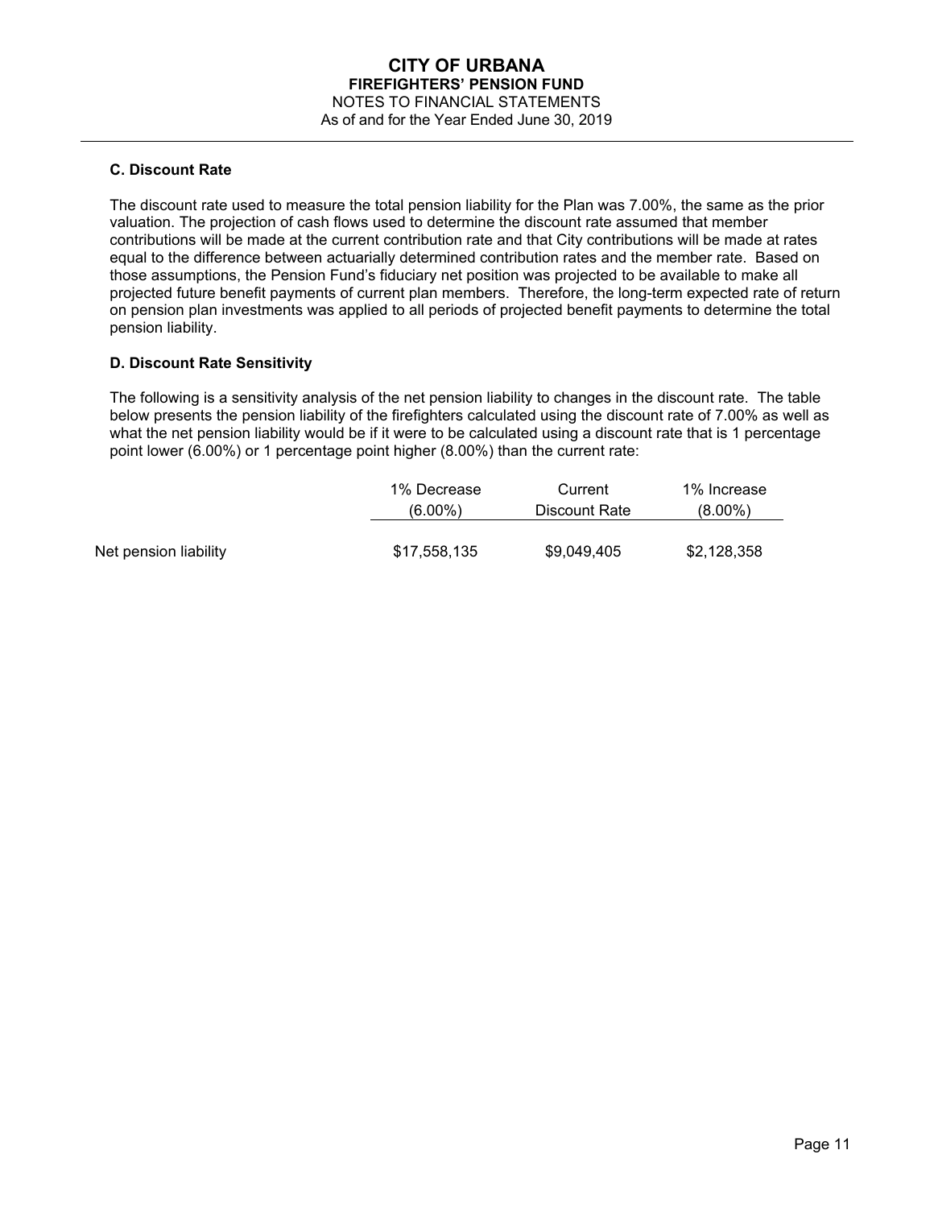### C. Discount Rate

The discount rate used to measure the total pension liability for the Plan was 7.00%, the same as the prior valuation. The projection of cash flows used to determine the discount rate assumed that member contributions will be made at the current contribution rate and that City contributions will be made at rates equal to the difference between actuarially determined contribution rates and the member rate. Based on those assumptions, the Pension Fund's fiduciary net position was projected to be available to make all projected future benefit payments of current plan members. Therefore, the long-term expected rate of return on pension plan investments was applied to all periods of projected benefit payments to determine the total pension liability.

### D. Discount Rate Sensitivity

The following is a sensitivity analysis of the net pension liability to changes in the discount rate. The table below presents the pension liability of the firefighters calculated using the discount rate of 7.00% as well as what the net pension liability would be if it were to be calculated using a discount rate that is 1 percentage point lower (6.00%) or 1 percentage point higher (8.00%) than the current rate:

| | 1% Decrease (6.00%) | Current Discount Rate | 1% Increase (8.00%) |
|---|---|---|---|
| Net pension liability | $17,558,135 | $9,049,405 | $2,128,358 |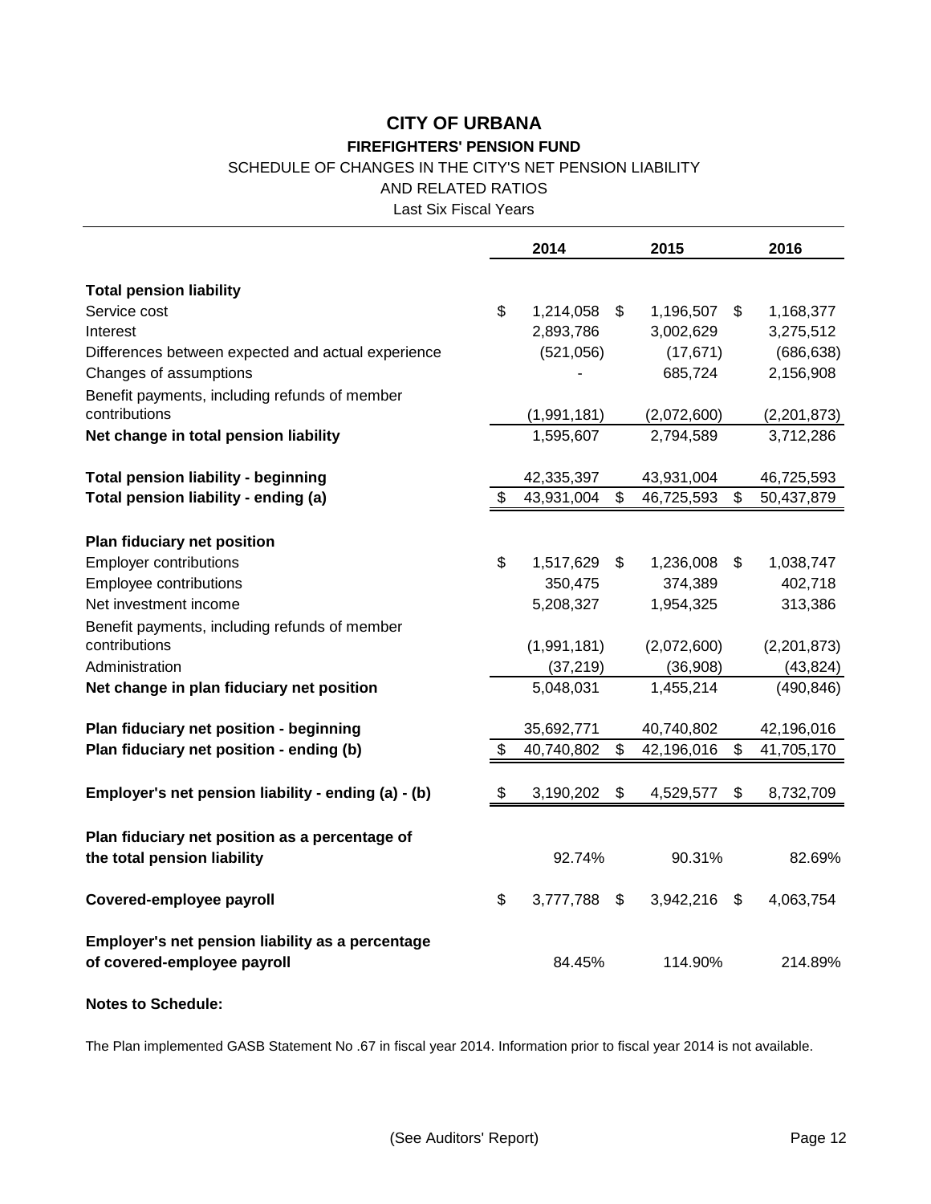# CITY OF URBANA

## FIREFIGHTERS' PENSION FUND

SCHEDULE OF CHANGES IN THE CITY'S NET PENSION LIABILITY
AND RELATED RATIOS
Last Six Fiscal Years

| | 2014 | 2015 | 2016 |
|---|---|---|---|
| **Total pension liability** | | | |
| Service cost | $ 1,214,058 | $ 1,196,507 | $ 1,168,377 |
| Interest | 2,893,786 | 3,002,629 | 3,275,512 |
| Differences between expected and actual experience | (521,056) | (17,671) | (686,638) |
| Changes of assumptions | - | 685,724 | 2,156,908 |
| Benefit payments, including refunds of member contributions | (1,991,181) | (2,072,600) | (2,201,873) |
| **Net change in total pension liability** | 1,595,607 | 2,794,589 | 3,712,286 |
| **Total pension liability - beginning** | 42,335,397 | 43,931,004 | 46,725,593 |
| **Total pension liability - ending (a)** | $ 43,931,004 | $ 46,725,593 | $ 50,437,879 |
| **Plan fiduciary net position** | | | |
| Employer contributions | $ 1,517,629 | $ 1,236,008 | $ 1,038,747 |
| Employee contributions | 350,475 | 374,389 | 402,718 |
| Net investment income | 5,208,327 | 1,954,325 | 313,386 |
| Benefit payments, including refunds of member contributions | (1,991,181) | (2,072,600) | (2,201,873) |
| Administration | (37,219) | (36,908) | (43,824) |
| **Net change in plan fiduciary net position** | 5,048,031 | 1,455,214 | (490,846) |
| **Plan fiduciary net position - beginning** | 35,692,771 | 40,740,802 | 42,196,016 |
| **Plan fiduciary net position - ending (b)** | $ 40,740,802 | $ 42,196,016 | $ 41,705,170 |
| **Employer's net pension liability - ending (a) - (b)** | $ 3,190,202 | $ 4,529,577 | $ 8,732,709 |
| **Plan fiduciary net position as a percentage of the total pension liability** | 92.74% | 90.31% | 82.69% |
| **Covered-employee payroll** | $ 3,777,788 | $ 3,942,216 | $ 4,063,754 |
| **Employer's net pension liability as a percentage of covered-employee payroll** | 84.45% | 114.90% | 214.89% |

**Notes to Schedule:**

The Plan implemented GASB Statement No .67 in fiscal year 2014. Information prior to fiscal year 2014 is not available.

(See Auditors' Report)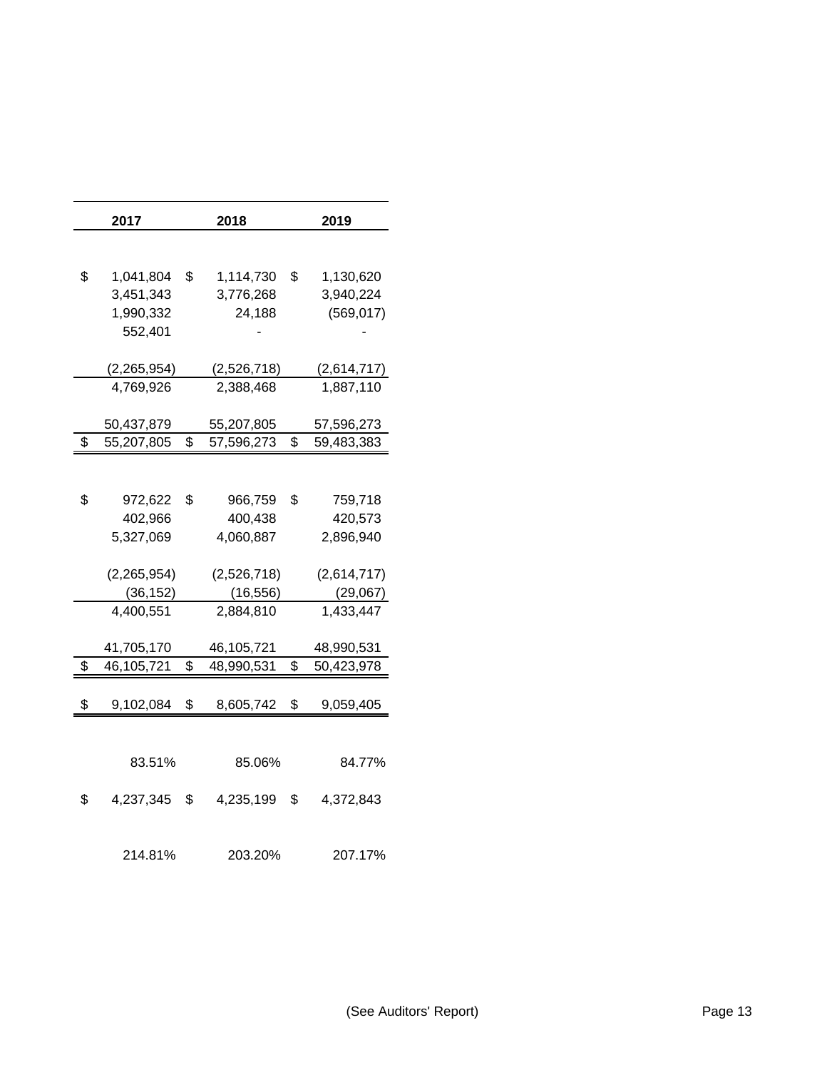| 2017 | 2018 | 2019 |
|---|---|---|
| | | |
| $ 1,041,804 | $ 1,114,730 | $ 1,130,620 |
| 3,451,343 | 3,776,268 | 3,940,224 |
| 1,990,332 | 24,188 | (569,017) |
| 552,401 | - | - |
| | | |
| (2,265,954) | (2,526,718) | (2,614,717) |
| 4,769,926 | 2,388,468 | 1,887,110 |
| | | |
| 50,437,879 | 55,207,805 | 57,596,273 |
| $ 55,207,805 | $ 57,596,273 | $ 59,483,383 |
| | | |
| $ 972,622 | $ 966,759 | $ 759,718 |
| 402,966 | 400,438 | 420,573 |
| 5,327,069 | 4,060,887 | 2,896,940 |
| | | |
| (2,265,954) | (2,526,718) | (2,614,717) |
| (36,152) | (16,556) | (29,067) |
| 4,400,551 | 2,884,810 | 1,433,447 |
| | | |
| 41,705,170 | 46,105,721 | 48,990,531 |
| $ 46,105,721 | $ 48,990,531 | $ 50,423,978 |
| | | |
| $ 9,102,084 | $ 8,605,742 | $ 9,059,405 |
| | | |
| 83.51% | 85.06% | 84.77% |
| | | |
| $ 4,237,345 | $ 4,235,199 | $ 4,372,843 |
| | | |
| 214.81% | 203.20% | 207.17% |

(See Auditors' Report)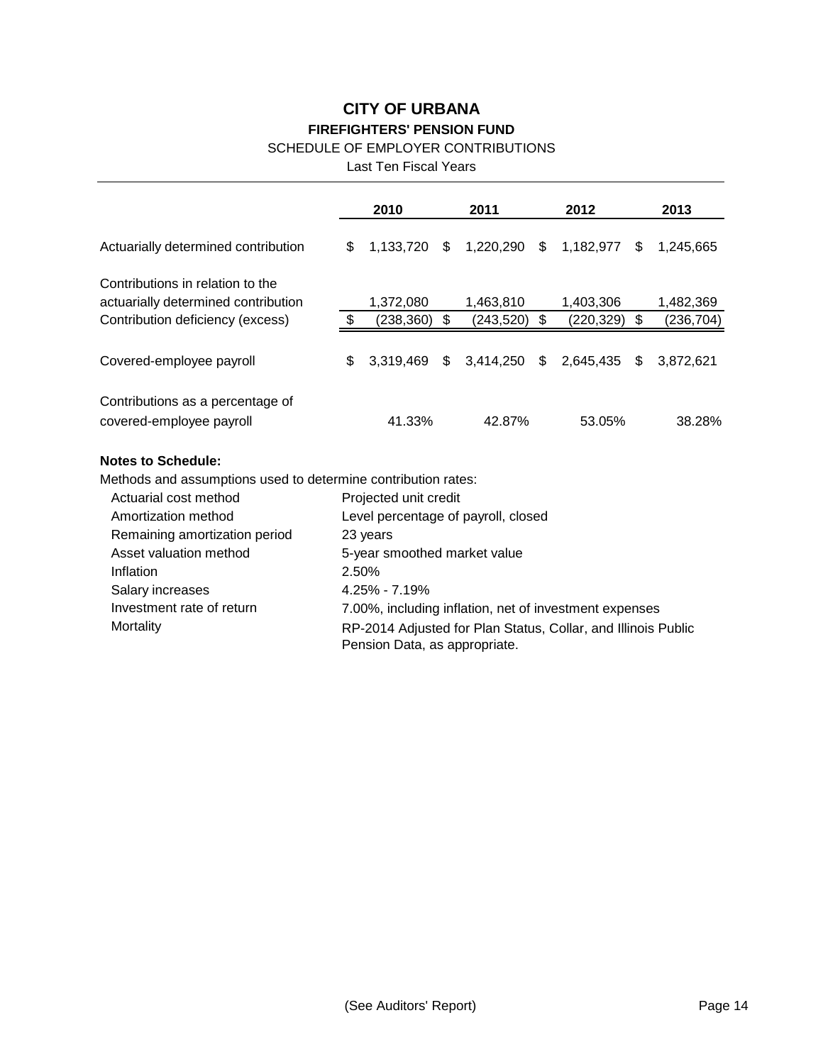# CITY OF URBANA

## FIREFIGHTERS' PENSION FUND

SCHEDULE OF EMPLOYER CONTRIBUTIONS

Last Ten Fiscal Years

| | 2010 | 2011 | 2012 | 2013 |
|---|---|---|---|---|
| Actuarially determined contribution | $ 1,133,720 | $ 1,220,290 | $ 1,182,977 | $ 1,245,665 |
| Contributions in relation to the actuarially determined contribution | 1,372,080 | 1,463,810 | 1,403,306 | 1,482,369 |
| Contribution deficiency (excess) | $ (238,360) | $ (243,520) | $ (220,329) | $ (236,704) |
| Covered-employee payroll | $ 3,319,469 | $ 3,414,250 | $ 2,645,435 | $ 3,872,621 |
| Contributions as a percentage of covered-employee payroll | 41.33% | 42.87% | 53.05% | 38.28% |

**Notes to Schedule:**

Methods and assumptions used to determine contribution rates:

| | |
|---|---|
| Actuarial cost method | Projected unit credit |
| Amortization method | Level percentage of payroll, closed |
| Remaining amortization period | 23 years |
| Asset valuation method | 5-year smoothed market value |
| Inflation | 2.50% |
| Salary increases | 4.25% - 7.19% |
| Investment rate of return | 7.00%, including inflation, net of investment expenses |
| Mortality | RP-2014 Adjusted for Plan Status, Collar, and Illinois Public Pension Data, as appropriate. |

(See Auditors' Report)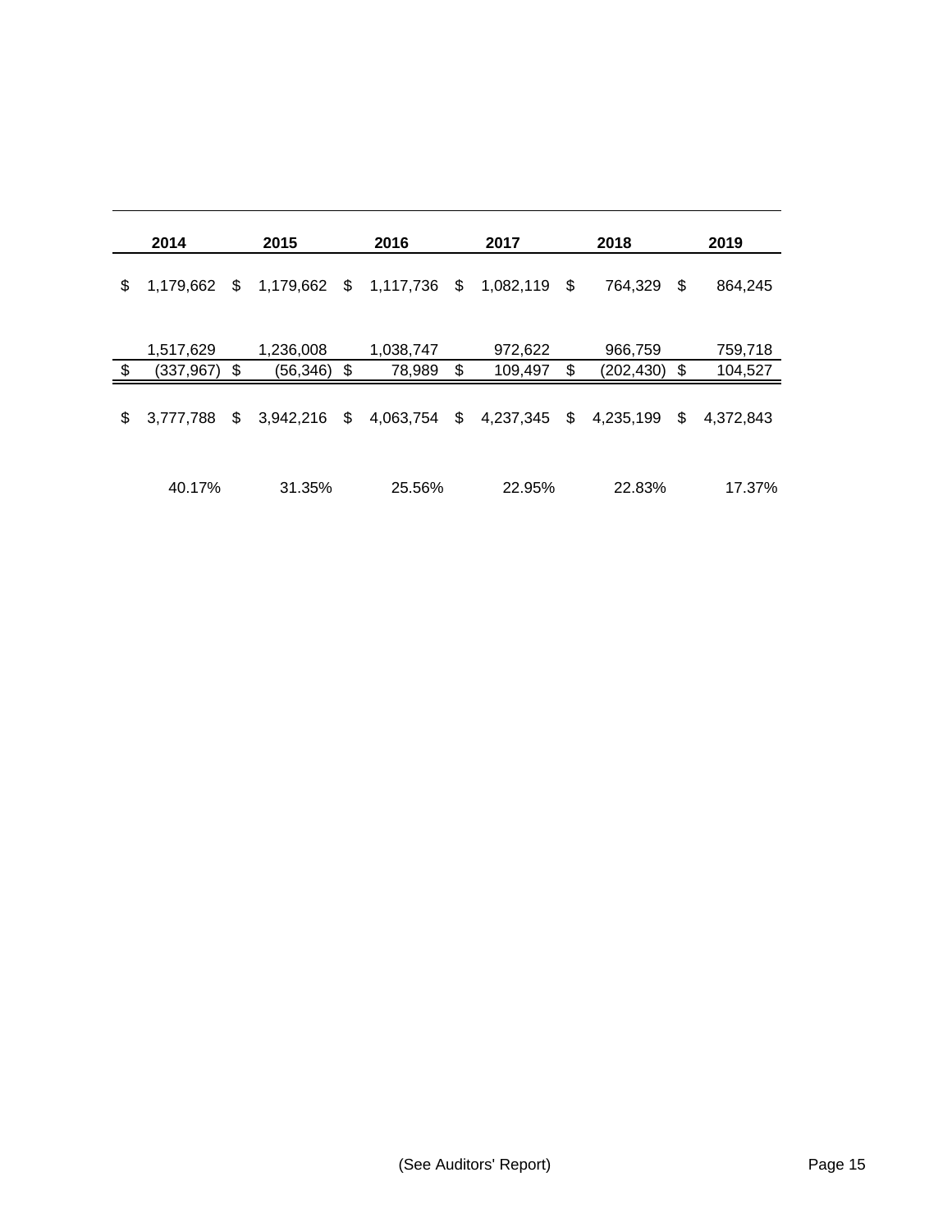| 2014 | 2015 | 2016 | 2017 | 2018 | 2019 |
|---|---|---|---|---|---|
| $ 1,179,662 | $ 1,179,662 | $ 1,117,736 | $ 1,082,119 | $ 764,329 | $ 864,245 |
| 1,517,629 | 1,236,008 | 1,038,747 | 972,622 | 966,759 | 759,718 |
| $ (337,967) | $ (56,346) | $ 78,989 | $ 109,497 | $ (202,430) | $ 104,527 |
| $ 3,777,788 | $ 3,942,216 | $ 4,063,754 | $ 4,237,345 | $ 4,235,199 | $ 4,372,843 |
| 40.17% | 31.35% | 25.56% | 22.95% | 22.83% | 17.37% |

(See Auditors' Report)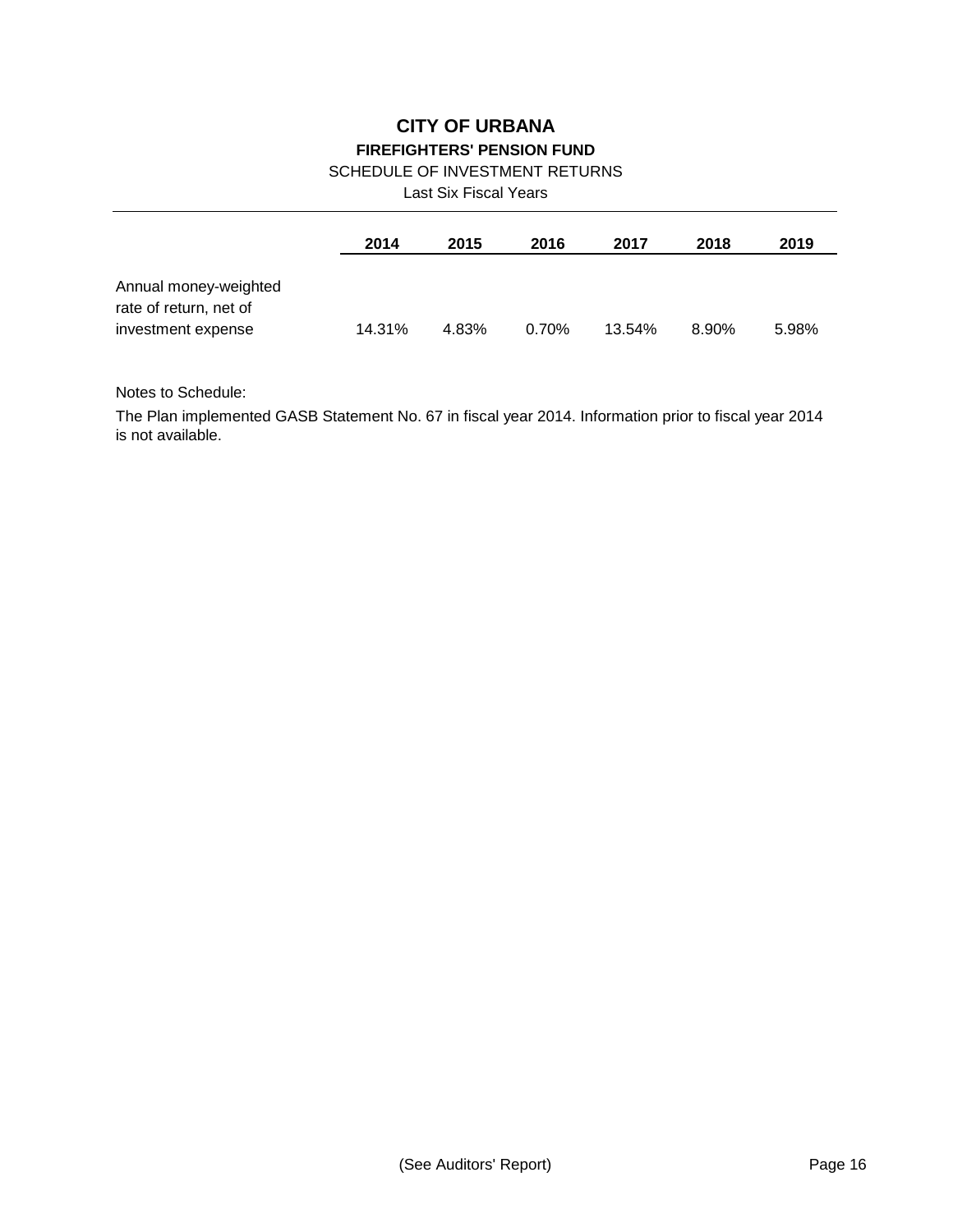# CITY OF URBANA

## FIREFIGHTERS' PENSION FUND

SCHEDULE OF INVESTMENT RETURNS

Last Six Fiscal Years

| | 2014 | 2015 | 2016 | 2017 | 2018 | 2019 |
|---|---|---|---|---|---|---|
| Annual money-weighted rate of return, net of investment expense | 14.31% | 4.83% | 0.70% | 13.54% | 8.90% | 5.98% |

Notes to Schedule:

The Plan implemented GASB Statement No. 67 in fiscal year 2014. Information prior to fiscal year 2014 is not available.

(See Auditors' Report)